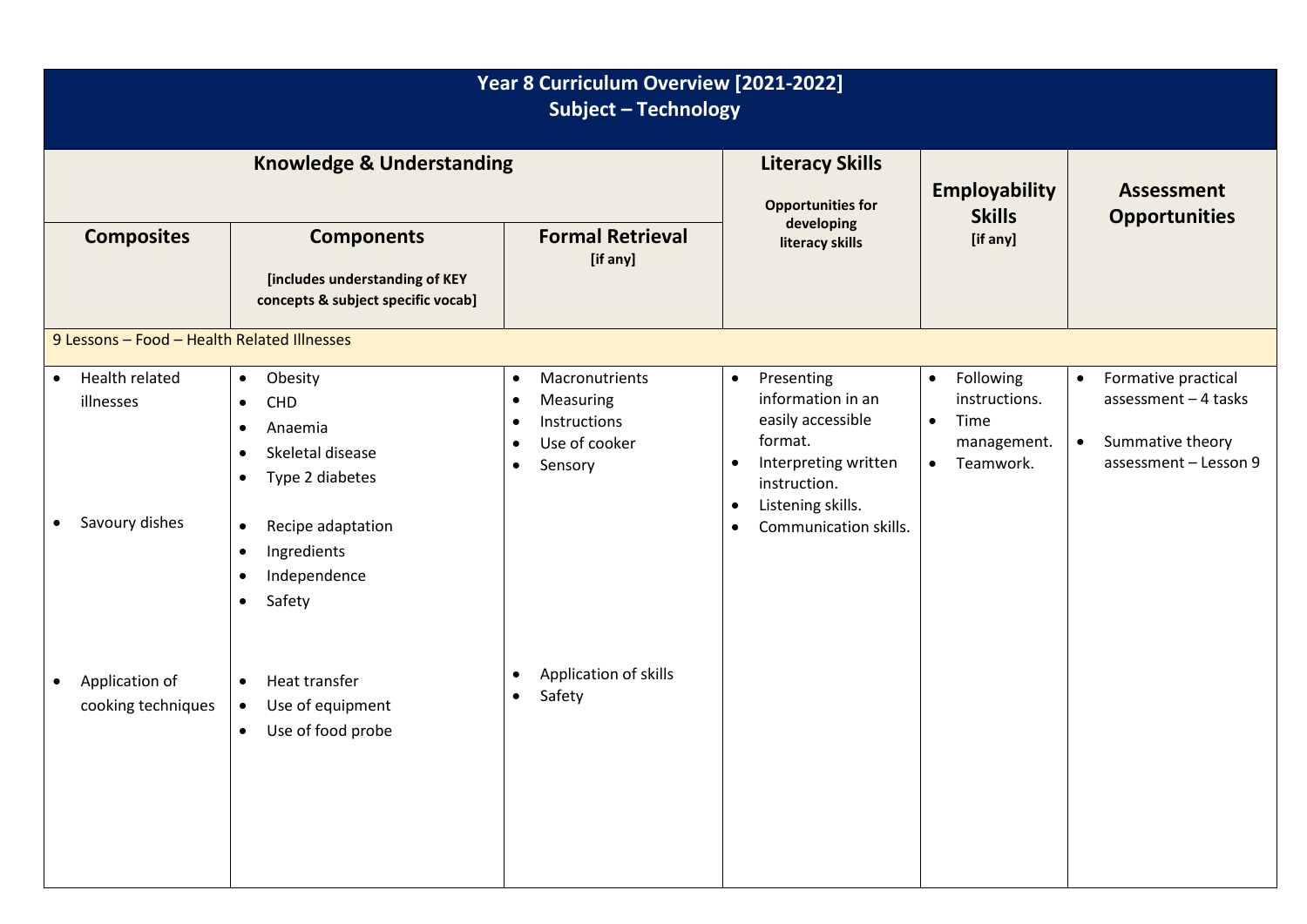# Year 8 Curriculum Overview [2021-2022]
## Subject – Technology

| Knowledge & Understanding | | | Literacy Skills<br>Opportunities for developing literacy skills | Employability Skills<br>[if any] | Assessment Opportunities |
|---|---|---|---|---|---|
| **Composites** | **Components**<br>[includes understanding of KEY concepts & subject specific vocab] | **Formal Retrieval**<br>[if any] | | | |
| 9 Lessons – Food – Health Related Illnesses | | | | | |
| • Health related illnesses | • Obesity<br>• CHD<br>• Anaemia<br>• Skeletal disease<br>• Type 2 diabetes | • Macronutrients<br>• Measuring<br>• Instructions<br>• Use of cooker<br>• Sensory | • Presenting information in an easily accessible format.<br>• Interpreting written instruction.<br>• Listening skills.<br>• Communication skills. | • Following instructions.<br>• Time management.<br>• Teamwork. | • Formative practical assessment – 4 tasks<br>• Summative theory assessment – Lesson 9 |
| • Savoury dishes | • Recipe adaptation<br>• Ingredients<br>• Independence<br>• Safety | | | | |
| • Application of cooking techniques | • Heat transfer<br>• Use of equipment<br>• Use of food probe | • Application of skills<br>• Safety | | | |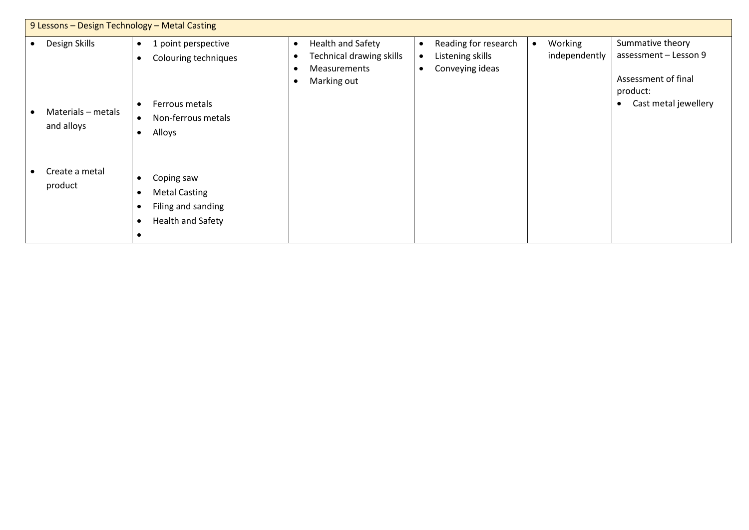| 9 Lessons – Design Technology – Metal Casting | | | | | |
|---|---|---|---|---|---|
| • Design Skills<br><br>• Materials – metals and alloys<br><br>• Create a metal product | • 1 point perspective<br>• Colouring techniques<br><br>• Ferrous metals<br>• Non-ferrous metals<br>• Alloys<br><br>• Coping saw<br>• Metal Casting<br>• Filing and sanding<br>• Health and Safety<br>• | • Health and Safety<br>• Technical drawing skills<br>• Measurements<br>• Marking out | • Reading for research<br>• Listening skills<br>• Conveying ideas | • Working independently | Summative theory assessment – Lesson 9<br><br>Assessment of final product:<br>• Cast metal jewellery |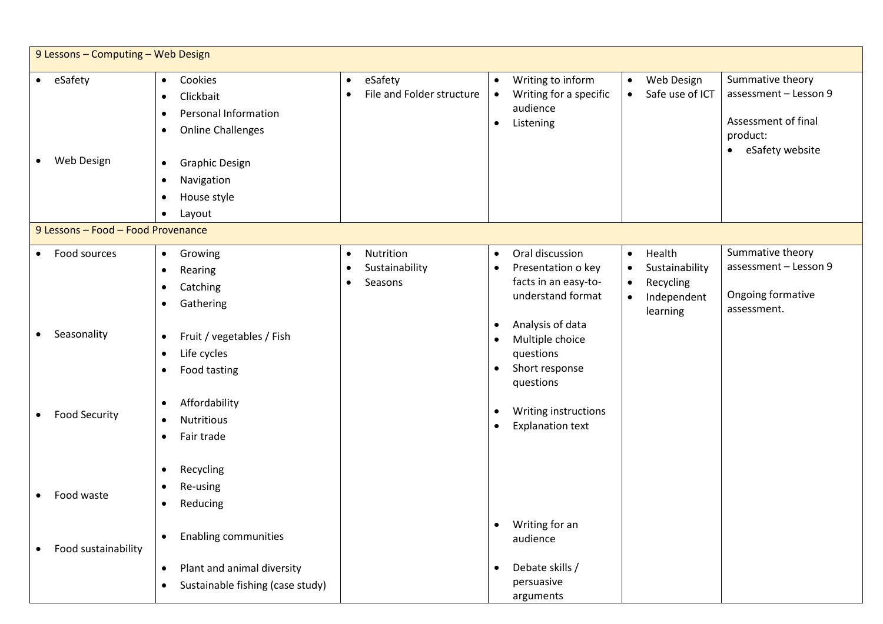| | | | | | |
|---|---|---|---|---|---|
| **9 Lessons – Computing – Web Design** | | | | | |
| • eSafety<br><br><br>• Web Design | • Cookies<br>• Clickbait<br>• Personal Information<br>• Online Challenges<br><br>• Graphic Design<br>• Navigation<br>• House style<br>• Layout | • eSafety<br>• File and Folder structure | • Writing to inform<br>• Writing for a specific audience<br>• Listening | • Web Design<br>• Safe use of ICT | Summative theory assessment – Lesson 9<br><br>Assessment of final product:<br>• eSafety website |
| **9 Lessons – Food – Food Provenance** | | | | | |
| • Food sources<br><br><br>• Seasonality<br><br><br>• Food Security<br><br><br>• Food waste<br><br><br>• Food sustainability | • Growing<br>• Rearing<br>• Catching<br>• Gathering<br><br>• Fruit / vegetables / Fish<br>• Life cycles<br>• Food tasting<br><br>• Affordability<br>• Nutritious<br>• Fair trade<br><br>• Recycling<br>• Re-using<br>• Reducing<br><br>• Enabling communities<br><br>• Plant and animal diversity<br>• Sustainable fishing (case study) | • Nutrition<br>• Sustainability<br>• Seasons | • Oral discussion<br>• Presentation o key facts in an easy-to-understand format<br><br>• Analysis of data<br>• Multiple choice questions<br>• Short response questions<br><br>• Writing instructions<br>• Explanation text<br><br><br>• Writing for an audience<br><br>• Debate skills / persuasive arguments | • Health<br>• Sustainability<br>• Recycling<br>• Independent learning | Summative theory assessment – Lesson 9<br><br>Ongoing formative assessment. |